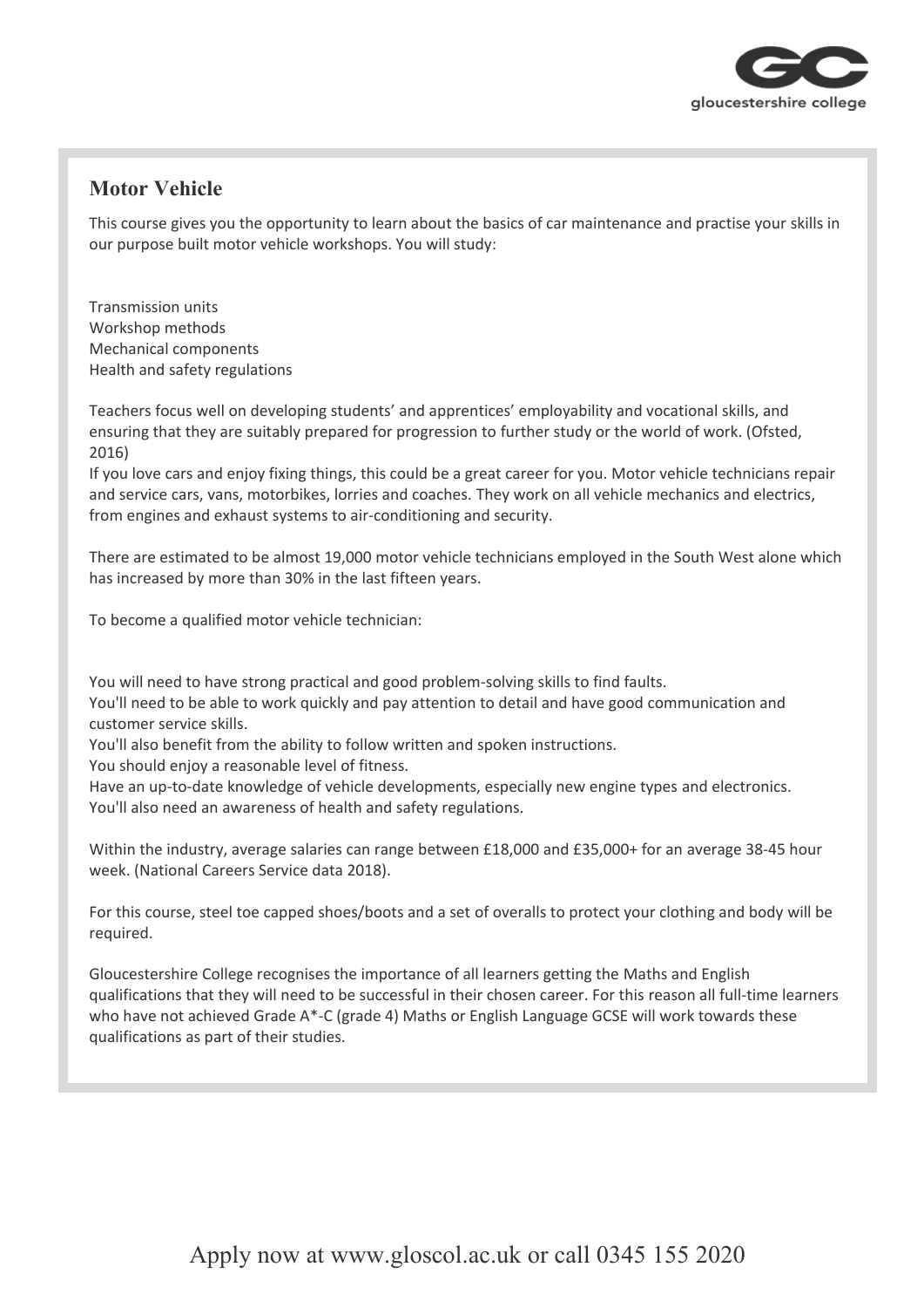## Motor Vehicle

This course gives you the opportunity to learn about the basics of car maintenance and practise your skills in our purpose built motor vehicle workshops. You will study:

Transmission units
Workshop methods
Mechanical components
Health and safety regulations

Teachers focus well on developing students' and apprentices' employability and vocational skills, and ensuring that they are suitably prepared for progression to further study or the world of work. (Ofsted, 2016)
If you love cars and enjoy fixing things, this could be a great career for you. Motor vehicle technicians repair and service cars, vans, motorbikes, lorries and coaches. They work on all vehicle mechanics and electrics, from engines and exhaust systems to air-conditioning and security.

There are estimated to be almost 19,000 motor vehicle technicians employed in the South West alone which has increased by more than 30% in the last fifteen years.

To become a qualified motor vehicle technician:

You will need to have strong practical and good problem-solving skills to find faults.
You'll need to be able to work quickly and pay attention to detail and have good communication and customer service skills.
You'll also benefit from the ability to follow written and spoken instructions.
You should enjoy a reasonable level of fitness.
Have an up-to-date knowledge of vehicle developments, especially new engine types and electronics.
You'll also need an awareness of health and safety regulations.

Within the industry, average salaries can range between £18,000 and £35,000+ for an average 38-45 hour week. (National Careers Service data 2018).

For this course, steel toe capped shoes/boots and a set of overalls to protect your clothing and body will be required.

Gloucestershire College recognises the importance of all learners getting the Maths and English qualifications that they will need to be successful in their chosen career. For this reason all full-time learners who have not achieved Grade A*-C (grade 4) Maths or English Language GCSE will work towards these qualifications as part of their studies.

Apply now at www.gloscol.ac.uk or call 0345 155 2020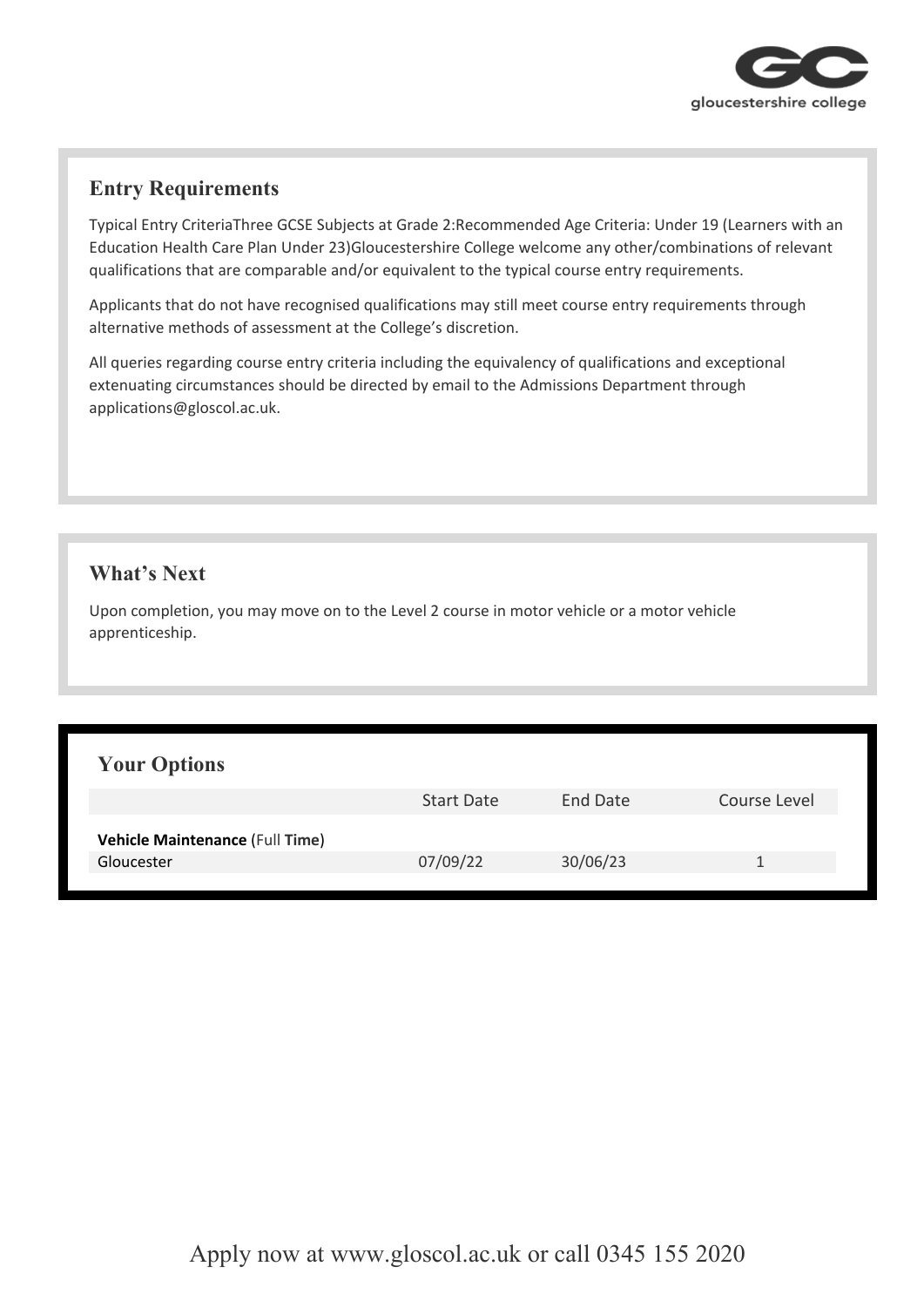## Entry Requirements

Typical Entry CriteriaThree GCSE Subjects at Grade 2:Recommended Age Criteria: Under 19 (Learners with an Education Health Care Plan Under 23)Gloucestershire College welcome any other/combinations of relevant qualifications that are comparable and/or equivalent to the typical course entry requirements.

Applicants that do not have recognised qualifications may still meet course entry requirements through alternative methods of assessment at the College's discretion.

All queries regarding course entry criteria including the equivalency of qualifications and exceptional extenuating circumstances should be directed by email to the Admissions Department through applications@gloscol.ac.uk.

## What's Next

Upon completion, you may move on to the Level 2 course in motor vehicle or a motor vehicle apprenticeship.

## Your Options

| | Start Date | End Date | Course Level |
|---|---|---|---|
| **Vehicle Maintenance** (Full **Time**) | | | |
| Gloucester | 07/09/22 | 30/06/23 | 1 |

Apply now at www.gloscol.ac.uk or call 0345 155 2020